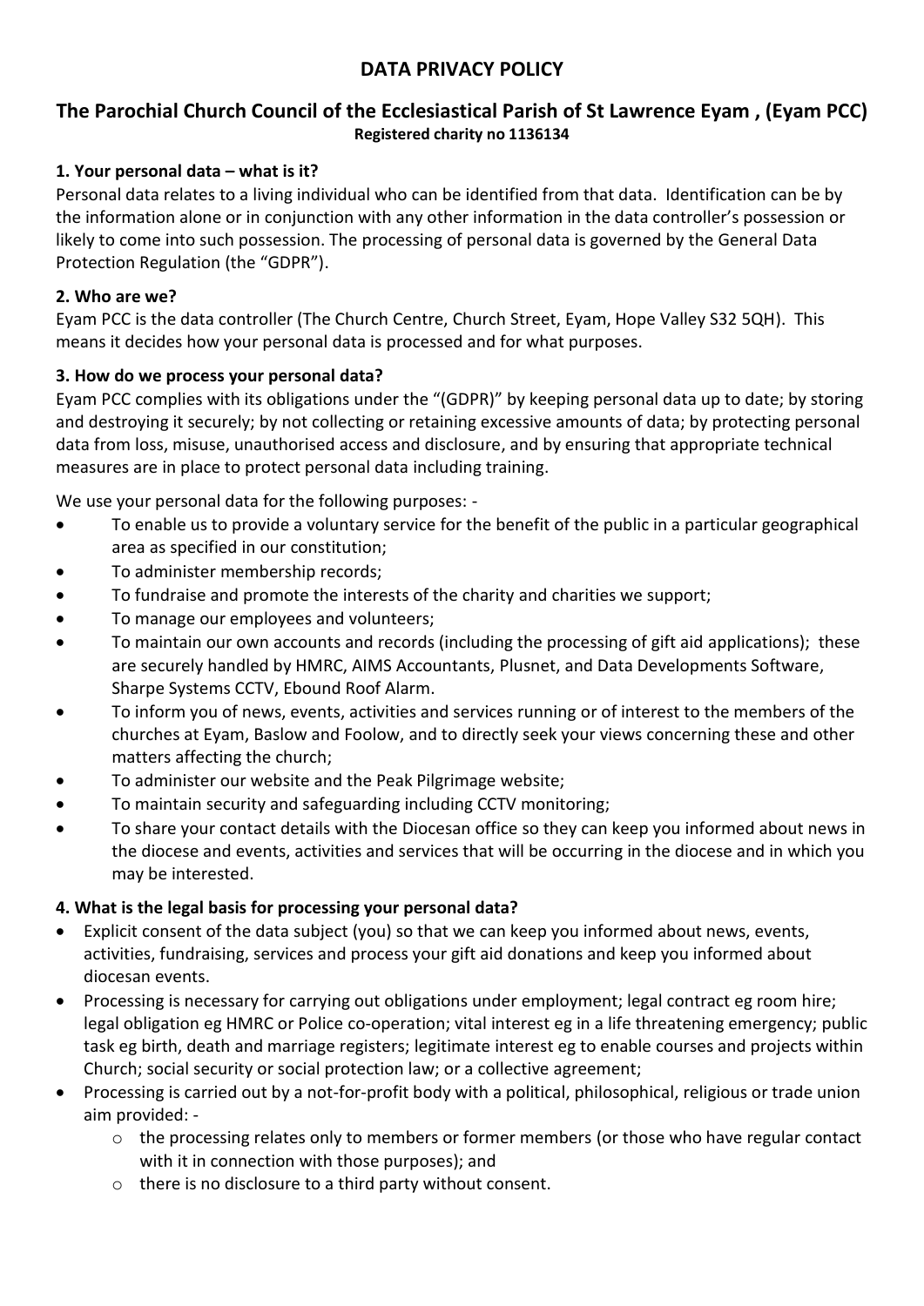# DATA PRIVACY POLICY

## The Parochial Church Council of the Ecclesiastical Parish of St Lawrence Eyam , (Eyam PCC)

**Registered charity no 1136134**

### 1. Your personal data – what is it?

Personal data relates to a living individual who can be identified from that data. Identification can be by the information alone or in conjunction with any other information in the data controller's possession or likely to come into such possession. The processing of personal data is governed by the General Data Protection Regulation (the "GDPR").

### 2. Who are we?

Eyam PCC is the data controller (The Church Centre, Church Street, Eyam, Hope Valley S32 5QH). This means it decides how your personal data is processed and for what purposes.

### 3. How do we process your personal data?

Eyam PCC complies with its obligations under the "(GDPR)" by keeping personal data up to date; by storing and destroying it securely; by not collecting or retaining excessive amounts of data; by protecting personal data from loss, misuse, unauthorised access and disclosure, and by ensuring that appropriate technical measures are in place to protect personal data including training.

We use your personal data for the following purposes: -

- To enable us to provide a voluntary service for the benefit of the public in a particular geographical area as specified in our constitution;
- To administer membership records;
- To fundraise and promote the interests of the charity and charities we support;
- To manage our employees and volunteers;
- To maintain our own accounts and records (including the processing of gift aid applications); these are securely handled by HMRC, AIMS Accountants, Plusnet, and Data Developments Software, Sharpe Systems CCTV, Ebound Roof Alarm.
- To inform you of news, events, activities and services running or of interest to the members of the churches at Eyam, Baslow and Foolow, and to directly seek your views concerning these and other matters affecting the church;
- To administer our website and the Peak Pilgrimage website;
- To maintain security and safeguarding including CCTV monitoring;
- To share your contact details with the Diocesan office so they can keep you informed about news in the diocese and events, activities and services that will be occurring in the diocese and in which you may be interested.

### 4. What is the legal basis for processing your personal data?

- Explicit consent of the data subject (you) so that we can keep you informed about news, events, activities, fundraising, services and process your gift aid donations and keep you informed about diocesan events.
- Processing is necessary for carrying out obligations under employment; legal contract eg room hire; legal obligation eg HMRC or Police co-operation; vital interest eg in a life threatening emergency; public task eg birth, death and marriage registers; legitimate interest eg to enable courses and projects within Church; social security or social protection law; or a collective agreement;
- Processing is carried out by a not-for-profit body with a political, philosophical, religious or trade union aim provided: -
  - the processing relates only to members or former members (or those who have regular contact with it in connection with those purposes); and
  - there is no disclosure to a third party without consent.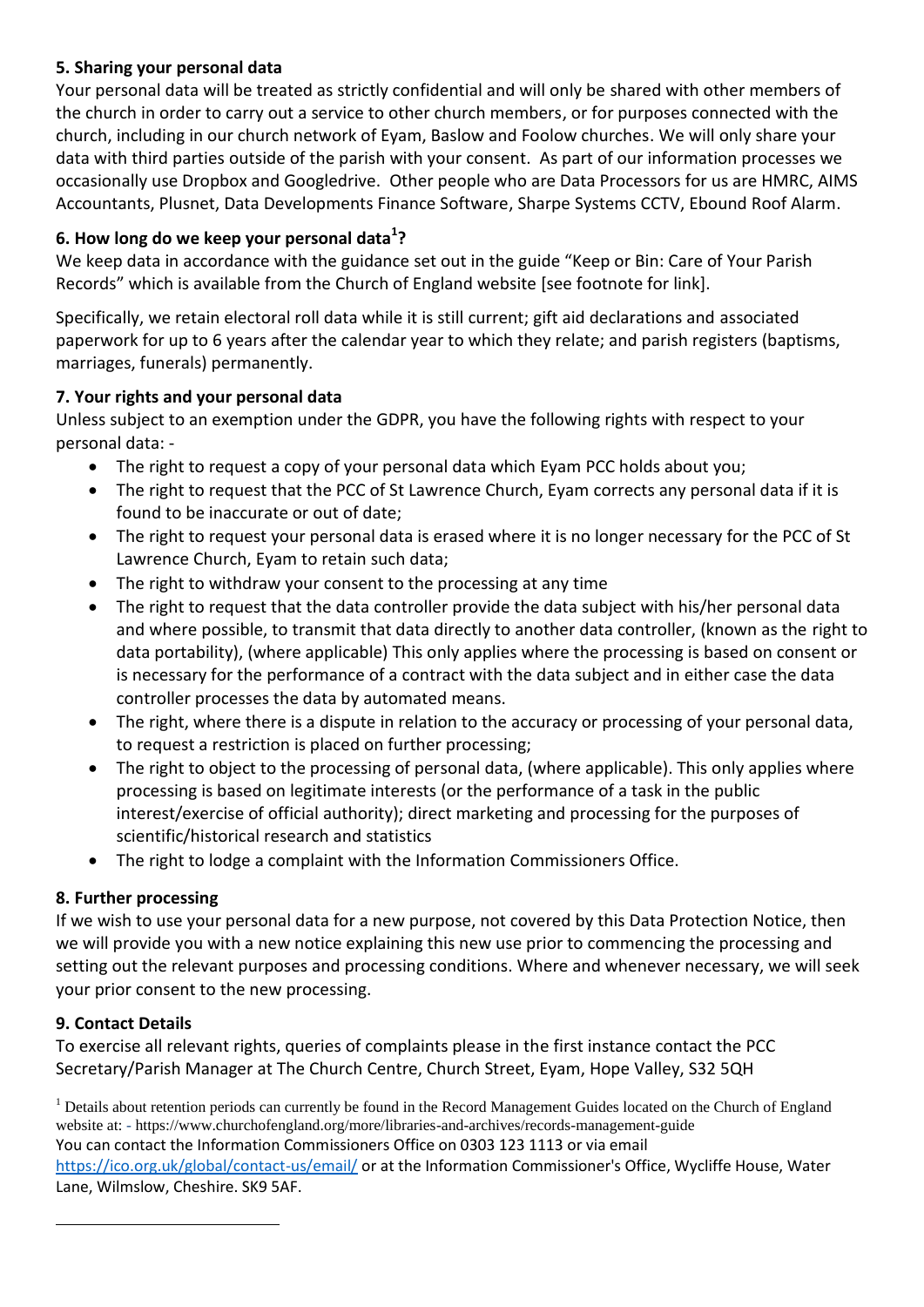### 5. Sharing your personal data

Your personal data will be treated as strictly confidential and will only be shared with other members of the church in order to carry out a service to other church members, or for purposes connected with the church, including in our church network of Eyam, Baslow and Foolow churches. We will only share your data with third parties outside of the parish with your consent. As part of our information processes we occasionally use Dropbox and Googledrive. Other people who are Data Processors for us are HMRC, AIMS Accountants, Plusnet, Data Developments Finance Software, Sharpe Systems CCTV, Ebound Roof Alarm.

### 6. How long do we keep your personal data[1]?

We keep data in accordance with the guidance set out in the guide "Keep or Bin: Care of Your Parish Records" which is available from the Church of England website [see footnote for link].

Specifically, we retain electoral roll data while it is still current; gift aid declarations and associated paperwork for up to 6 years after the calendar year to which they relate; and parish registers (baptisms, marriages, funerals) permanently.

### 7. Your rights and your personal data

Unless subject to an exemption under the GDPR, you have the following rights with respect to your personal data: -

- The right to request a copy of your personal data which Eyam PCC holds about you;
- The right to request that the PCC of St Lawrence Church, Eyam corrects any personal data if it is found to be inaccurate or out of date;
- The right to request your personal data is erased where it is no longer necessary for the PCC of St Lawrence Church, Eyam to retain such data;
- The right to withdraw your consent to the processing at any time
- The right to request that the data controller provide the data subject with his/her personal data and where possible, to transmit that data directly to another data controller, (known as the right to data portability), (where applicable) This only applies where the processing is based on consent or is necessary for the performance of a contract with the data subject and in either case the data controller processes the data by automated means.
- The right, where there is a dispute in relation to the accuracy or processing of your personal data, to request a restriction is placed on further processing;
- The right to object to the processing of personal data, (where applicable). This only applies where processing is based on legitimate interests (or the performance of a task in the public interest/exercise of official authority); direct marketing and processing for the purposes of scientific/historical research and statistics
- The right to lodge a complaint with the Information Commissioners Office.

### 8. Further processing

If we wish to use your personal data for a new purpose, not covered by this Data Protection Notice, then we will provide you with a new notice explaining this new use prior to commencing the processing and setting out the relevant purposes and processing conditions. Where and whenever necessary, we will seek your prior consent to the new processing.

### 9. Contact Details

To exercise all relevant rights, queries of complaints please in the first instance contact the PCC Secretary/Parish Manager at The Church Centre, Church Street, Eyam, Hope Valley, S32 5QH

[1] Details about retention periods can currently be found in the Record Management Guides located on the Church of England website at: - https://www.churchofengland.org/more/libraries-and-archives/records-management-guide

You can contact the Information Commissioners Office on 0303 123 1113 or via email https://ico.org.uk/global/contact-us/email/ or at the Information Commissioner's Office, Wycliffe House, Water Lane, Wilmslow, Cheshire. SK9 5AF.